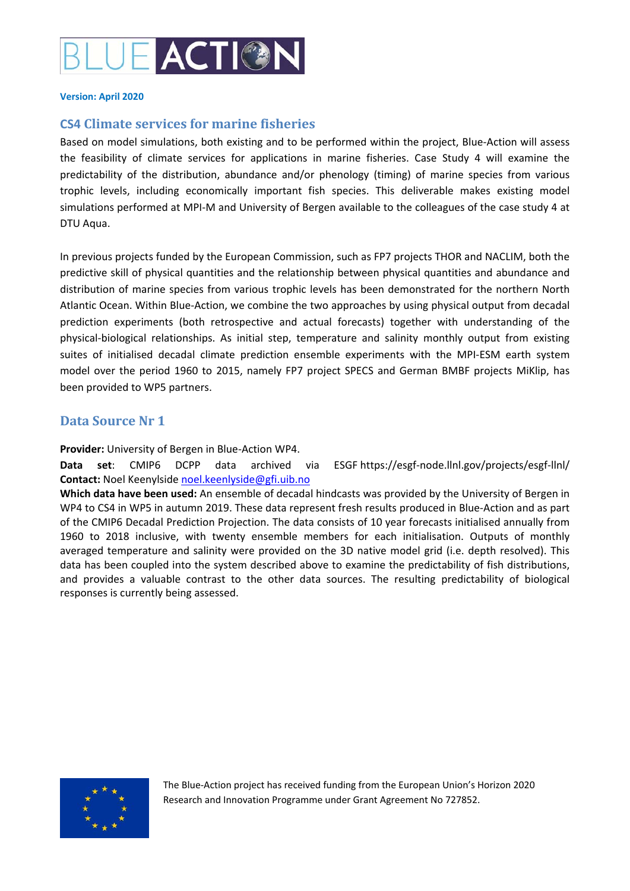**Version: April 2020**

## CS4 Climate services for marine fisheries

Based on model simulations, both existing and to be performed within the project, Blue-Action will assess the feasibility of climate services for applications in marine fisheries. Case Study 4 will examine the predictability of the distribution, abundance and/or phenology (timing) of marine species from various trophic levels, including economically important fish species. This deliverable makes existing model simulations performed at MPI-M and University of Bergen available to the colleagues of the case study 4 at DTU Aqua.

In previous projects funded by the European Commission, such as FP7 projects THOR and NACLIM, both the predictive skill of physical quantities and the relationship between physical quantities and abundance and distribution of marine species from various trophic levels has been demonstrated for the northern North Atlantic Ocean. Within Blue-Action, we combine the two approaches by using physical output from decadal prediction experiments (both retrospective and actual forecasts) together with understanding of the physical-biological relationships. As initial step, temperature and salinity monthly output from existing suites of initialised decadal climate prediction ensemble experiments with the MPI-ESM earth system model over the period 1960 to 2015, namely FP7 project SPECS and German BMBF projects MiKlip, has been provided to WP5 partners.

## Data Source Nr 1

**Provider:** University of Bergen in Blue-Action WP4.  
**Data set**: CMIP6 DCPP data archived via ESGF https://esgf-node.llnl.gov/projects/esgf-llnl/  
**Contact:** Noel Keenlyside noel.keenlyside@gfi.uib.no  
**Which data have been used:** An ensemble of decadal hindcasts was provided by the University of Bergen in WP4 to CS4 in WP5 in autumn 2019. These data represent fresh results produced in Blue-Action and as part of the CMIP6 Decadal Prediction Projection. The data consists of 10 year forecasts initialised annually from 1960 to 2018 inclusive, with twenty ensemble members for each initialisation. Outputs of monthly averaged temperature and salinity were provided on the 3D native model grid (i.e. depth resolved). This data has been coupled into the system described above to examine the predictability of fish distributions, and provides a valuable contrast to the other data sources. The resulting predictability of biological responses is currently being assessed.

The Blue-Action project has received funding from the European Union's Horizon 2020 Research and Innovation Programme under Grant Agreement No 727852.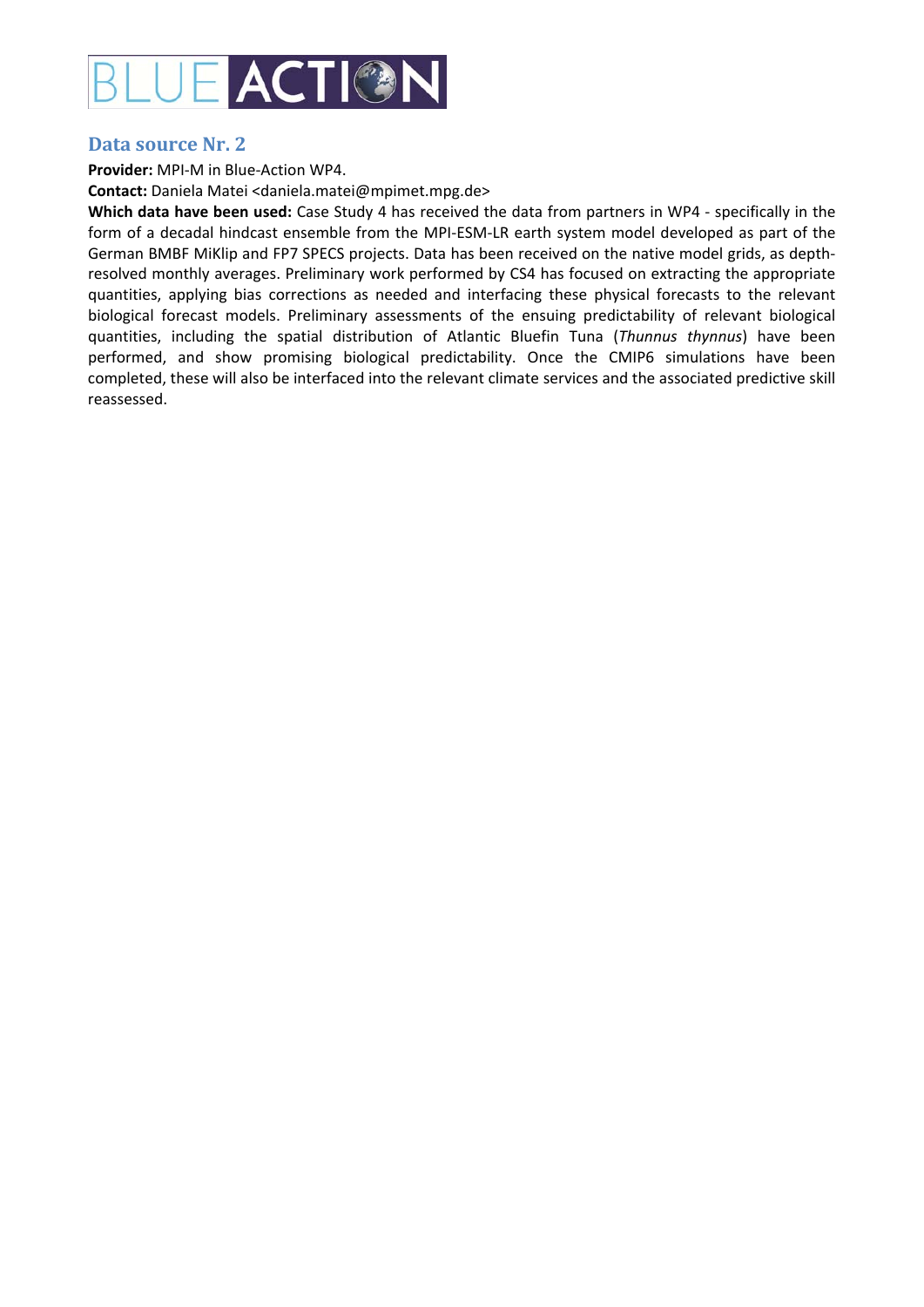## Data source Nr. 2

**Provider:** MPI-M in Blue-Action WP4.

**Contact:** Daniela Matei <daniela.matei@mpimet.mpg.de>

**Which data have been used:** Case Study 4 has received the data from partners in WP4 - specifically in the form of a decadal hindcast ensemble from the MPI-ESM-LR earth system model developed as part of the German BMBF MiKlip and FP7 SPECS projects. Data has been received on the native model grids, as depth-resolved monthly averages. Preliminary work performed by CS4 has focused on extracting the appropriate quantities, applying bias corrections as needed and interfacing these physical forecasts to the relevant biological forecast models. Preliminary assessments of the ensuing predictability of relevant biological quantities, including the spatial distribution of Atlantic Bluefin Tuna (*Thunnus thynnus*) have been performed, and show promising biological predictability. Once the CMIP6 simulations have been completed, these will also be interfaced into the relevant climate services and the associated predictive skill reassessed.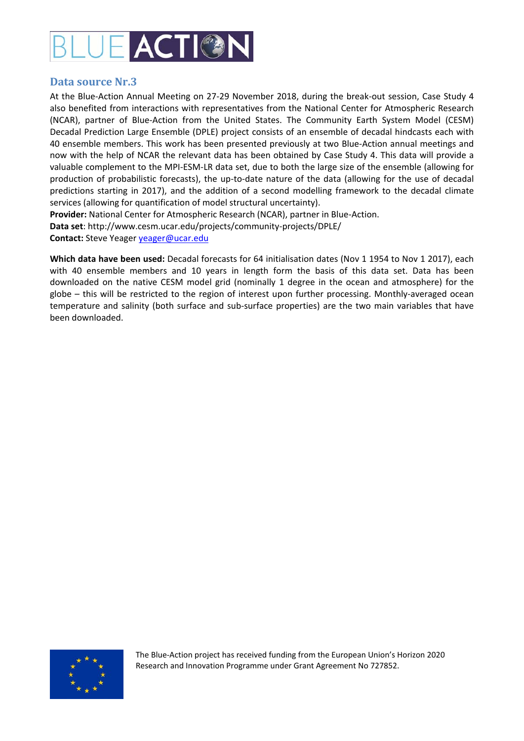## Data source Nr.3

At the Blue-Action Annual Meeting on 27-29 November 2018, during the break-out session, Case Study 4 also benefited from interactions with representatives from the National Center for Atmospheric Research (NCAR), partner of Blue-Action from the United States. The Community Earth System Model (CESM) Decadal Prediction Large Ensemble (DPLE) project consists of an ensemble of decadal hindcasts each with 40 ensemble members. This work has been presented previously at two Blue-Action annual meetings and now with the help of NCAR the relevant data has been obtained by Case Study 4. This data will provide a valuable complement to the MPI-ESM-LR data set, due to both the large size of the ensemble (allowing for production of probabilistic forecasts), the up-to-date nature of the data (allowing for the use of decadal predictions starting in 2017), and the addition of a second modelling framework to the decadal climate services (allowing for quantification of model structural uncertainty).

**Provider:** National Center for Atmospheric Research (NCAR), partner in Blue-Action.

**Data set**: http://www.cesm.ucar.edu/projects/community-projects/DPLE/

**Contact:** Steve Yeager yeager@ucar.edu

**Which data have been used:** Decadal forecasts for 64 initialisation dates (Nov 1 1954 to Nov 1 2017), each with 40 ensemble members and 10 years in length form the basis of this data set. Data has been downloaded on the native CESM model grid (nominally 1 degree in the ocean and atmosphere) for the globe – this will be restricted to the region of interest upon further processing. Monthly-averaged ocean temperature and salinity (both surface and sub-surface properties) are the two main variables that have been downloaded.